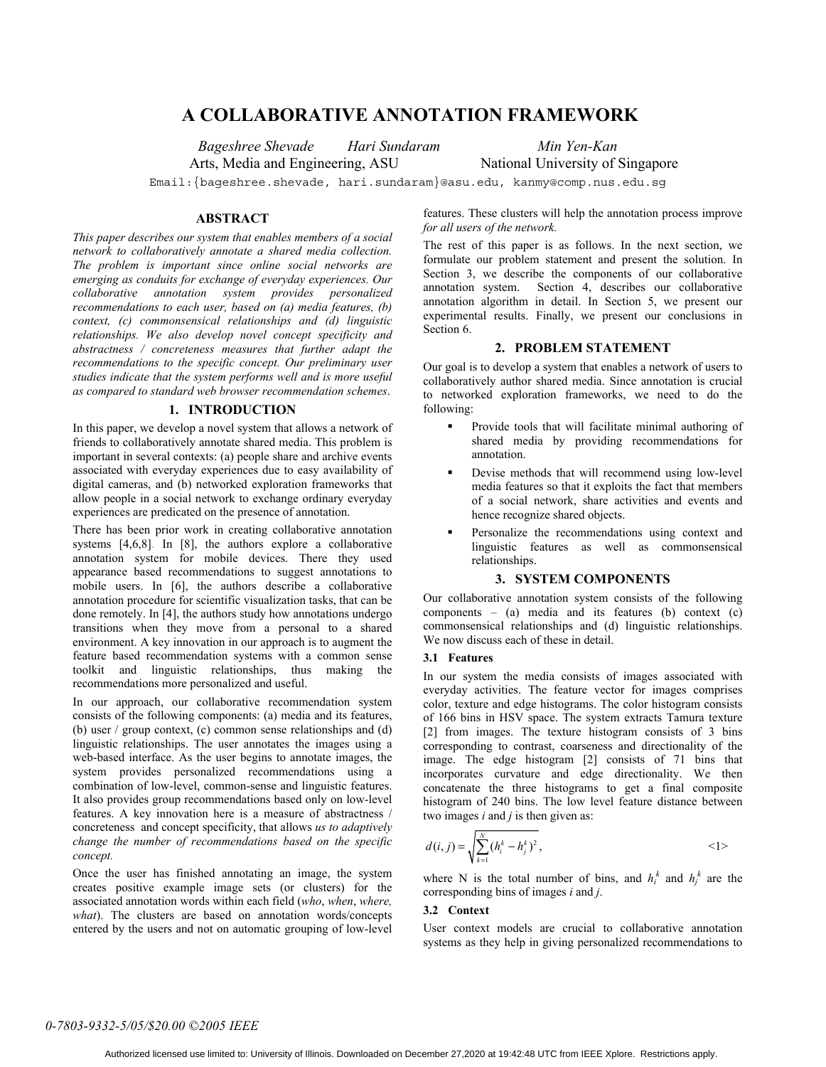# A COLLABORATIVE ANNOTATION FRAMEWORK

*Bageshree Shevade* *Hari Sundaram*
Arts, Media and Engineering, ASU

*Min Yen-Kan*
National University of Singapore

Email:{bageshree.shevade, hari.sundaram}@asu.edu, kanmy@comp.nus.edu.sg

## ABSTRACT

*This paper describes our system that enables members of a social network to collaboratively annotate a shared media collection. The problem is important since online social networks are emerging as conduits for exchange of everyday experiences. Our collaborative annotation system provides personalized recommendations to each user, based on (a) media features, (b) context, (c) commonsensical relationships and (d) linguistic relationships. We also develop novel concept specificity and abstractness / concreteness measures that further adapt the recommendations to the specific concept. Our preliminary user studies indicate that the system performs well and is more useful as compared to standard web browser recommendation schemes.*

## 1. INTRODUCTION

In this paper, we develop a novel system that allows a network of friends to collaboratively annotate shared media. This problem is important in several contexts: (a) people share and archive events associated with everyday experiences due to easy availability of digital cameras, and (b) networked exploration frameworks that allow people in a social network to exchange ordinary everyday experiences are predicated on the presence of annotation.

There has been prior work in creating collaborative annotation systems [4,6,8]. In [8], the authors explore a collaborative annotation system for mobile devices. There they used appearance based recommendations to suggest annotations to mobile users. In [6], the authors describe a collaborative annotation procedure for scientific visualization tasks, that can be done remotely. In [4], the authors study how annotations undergo transitions when they move from a personal to a shared environment. A key innovation in our approach is to augment the feature based recommendation systems with a common sense toolkit and linguistic relationships, thus making the recommendations more personalized and useful.

In our approach, our collaborative recommendation system consists of the following components: (a) media and its features, (b) user / group context, (c) common sense relationships and (d) linguistic relationships. The user annotates the images using a web-based interface. As the user begins to annotate images, the system provides personalized recommendations using a combination of low-level, common-sense and linguistic features. It also provides group recommendations based only on low-level features. A key innovation here is a measure of abstractness / concreteness and concept specificity, that allows *us to adaptively change the number of recommendations based on the specific concept.*

Once the user has finished annotating an image, the system creates positive example image sets (or clusters) for the associated annotation words within each field (*who*, *when*, *where*, *what*). The clusters are based on annotation words/concepts entered by the users and not on automatic grouping of low-level features. These clusters will help the annotation process improve *for all users of the network.*

The rest of this paper is as follows. In the next section, we formulate our problem statement and present the solution. In Section 3, we describe the components of our collaborative annotation system. Section 4, describes our collaborative annotation algorithm in detail. In Section 5, we present our experimental results. Finally, we present our conclusions in Section 6.

## 2. PROBLEM STATEMENT

Our goal is to develop a system that enables a network of users to collaboratively author shared media. Since annotation is crucial to networked exploration frameworks, we need to do the following:

- Provide tools that will facilitate minimal authoring of shared media by providing recommendations for annotation.
- Devise methods that will recommend using low-level media features so that it exploits the fact that members of a social network, share activities and events and hence recognize shared objects.
- Personalize the recommendations using context and linguistic features as well as commonsensical relationships.

## 3. SYSTEM COMPONENTS

Our collaborative annotation system consists of the following components – (a) media and its features (b) context (c) commonsensical relationships and (d) linguistic relationships. We now discuss each of these in detail.

### 3.1 Features

In our system the media consists of images associated with everyday activities. The feature vector for images comprises color, texture and edge histograms. The color histogram consists of 166 bins in HSV space. The system extracts Tamura texture [2] from images. The texture histogram consists of 3 bins corresponding to contrast, coarseness and directionality of the image. The edge histogram [2] consists of 71 bins that incorporates curvature and edge directionality. We then concatenate the three histograms to get a final composite histogram of 240 bins. The low level feature distance between two images $i$ and $j$ is then given as:

$$d(i,j) = \sqrt{\sum_{k=1}^{N} (h_i^k - h_j^k)^2}, \qquad \text{<1>}$$

where N is the total number of bins, and $h_i^k$ and $h_j^k$ are the corresponding bins of images $i$ and $j$.

### 3.2 Context

User context models are crucial to collaborative annotation systems as they help in giving personalized recommendations to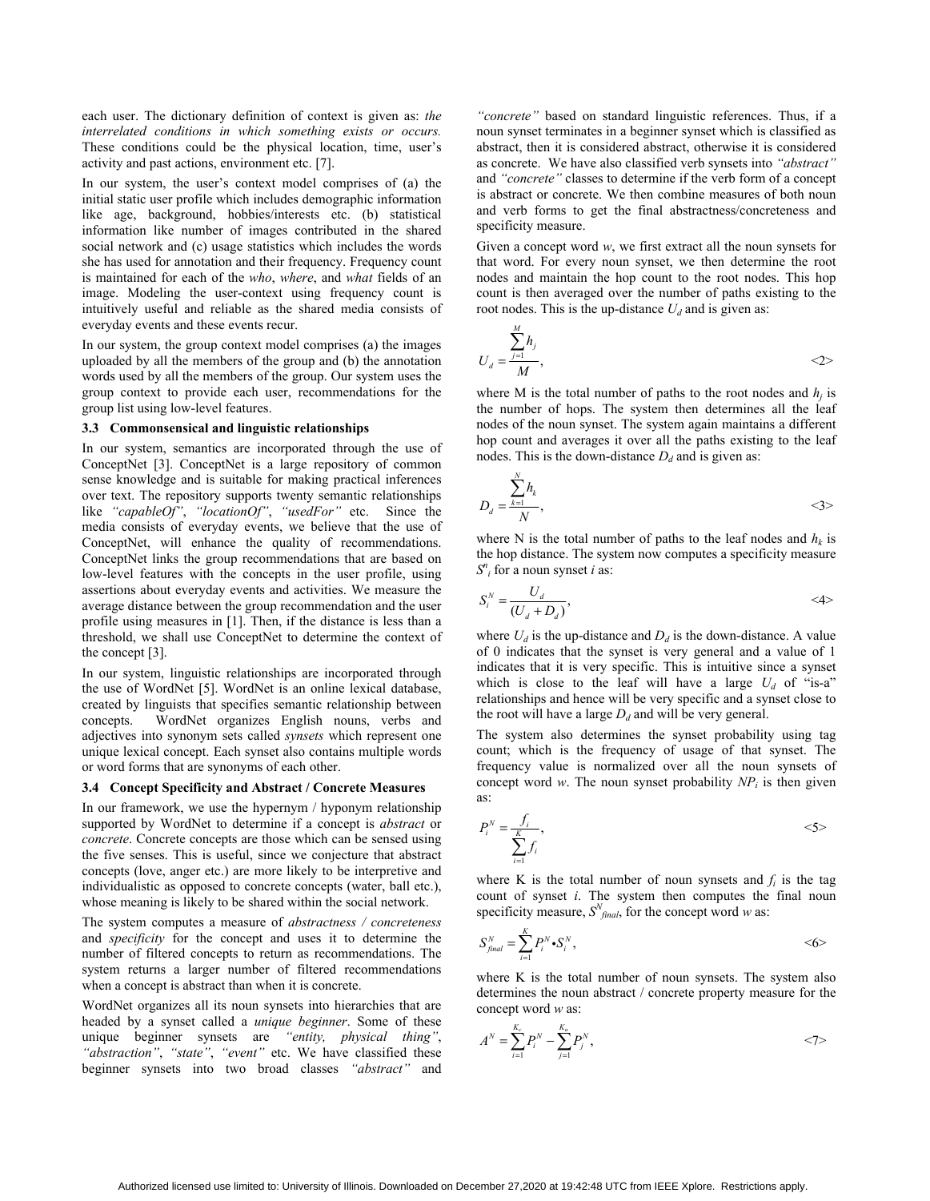each user. The dictionary definition of context is given as: *the interrelated conditions in which something exists or occurs.* These conditions could be the physical location, time, user's activity and past actions, environment etc. [7].

In our system, the user's context model comprises of (a) the initial static user profile which includes demographic information like age, background, hobbies/interests etc. (b) statistical information like number of images contributed in the shared social network and (c) usage statistics which includes the words she has used for annotation and their frequency. Frequency count is maintained for each of the *who*, *where*, and *what* fields of an image. Modeling the user-context using frequency count is intuitively useful and reliable as the shared media consists of everyday events and these events recur.

In our system, the group context model comprises of (a) the images uploaded by all the members of the group and (b) the annotation words used by all the members of the group. Our system uses the group context to provide each user, recommendations for the group list using low-level features.

### 3.3 Commonsensical and linguistic relationships

In our system, semantics are incorporated through the use of ConceptNet [3]. ConceptNet is a large repository of common sense knowledge and is suitable for making practical inferences over text. The repository supports twenty semantic relationships like *"capableOf"*, *"locationOf"*, *"usedFor"* etc. Since the media consists of everyday events, we believe that the use of ConceptNet, will enhance the quality of recommendations. ConceptNet links the group recommendations that are based on low-level features with the concepts in the user profile, using assertions about everyday events and activities. We measure the average distance between the group recommendation and the user profile using measures in [1]. Then, if the distance is less than a threshold, we shall use ConceptNet to determine the context of the concept [3].

In our system, linguistic relationships are incorporated through the use of WordNet [5]. WordNet is an online lexical database, created by linguists that specifies semantic relationship between concepts. WordNet organizes English nouns, verbs and adjectives into synonym sets called *synsets* which represent one unique lexical concept. Each synset also contains multiple words or word forms that are synonyms of each other.

### 3.4 Concept Specificity and Abstract / Concrete Measures

In our framework, we use the hypernym / hyponym relationship supported by WordNet to determine if a concept is *abstract* or *concrete*. Concrete concepts are those which can be sensed using the five senses. This is useful, since we conjecture that abstract concepts (love, anger etc.) are more likely to be interpretive and individualistic as opposed to concrete concepts (water, ball etc.), whose meaning is likely to be shared within the social network.

The system computes a measure of *abstractness / concreteness* and *specificity* for the concept and uses it to determine the number of filtered concepts to return as recommendations. The system returns a larger number of filtered recommendations when a concept is abstract than when it is concrete.

WordNet organizes all its noun synsets into hierarchies that are headed by a synset called a *unique beginner*. Some of these unique beginner synsets are *"entity, physical thing"*, *"abstraction"*, *"state"*, *"event"* etc. We have classified these beginner synsets into two broad classes *"abstract"* and *"concrete"* based on standard linguistic references. Thus, if a noun synset terminates in a beginner synset which is classified as abstract, then it is considered abstract, otherwise it is considered as concrete. We have also classified verb synsets into *"abstract"* and *"concrete"* classes to determine if the verb form of a concept is abstract or concrete. We then combine measures of both noun and verb forms to get the final abstractness/concreteness and specificity measure.

Given a concept word *w*, we first extract all the noun synsets for that word. For every noun synset, we then determine the root nodes and maintain the hop count to the root nodes. This hop count is then averaged over the number of paths existing to the root nodes. This is the up-distance $U_d$ and is given as:

$$U_d = \frac{\sum_{j=1}^{M} h_j}{M}, \qquad \text{<2>}$$

where M is the total number of paths to the root nodes and $h_j$ is the number of hops. The system then determines all the leaf nodes of the noun synset. The system again maintains a different hop count and averages it over all the paths existing to the leaf nodes. This is the down-distance $D_d$ and is given as:

$$D_d = \frac{\sum_{k=1}^{N} h_k}{N}, \qquad \text{<3>}$$

where N is the total number of paths to the leaf nodes and $h_k$ is the hop distance. The system now computes a specificity measure $S^n_i$ for a noun synset *i* as:

$$S_i^N = \frac{U_d}{(U_d + D_d)}, \qquad \text{<4>}$$

where $U_d$ is the up-distance and $D_d$ is the down-distance. A value of 0 indicates that the synset is very general and a value of 1 indicates that it is very specific. This is intuitive since a synset which is close to the leaf will have a large $U_d$ of "is-a" relationships and hence will be very specific and a synset close to the root will have a large $D_d$ and will be very general.

The system also determines the synset probability using tag count; which is the frequency of usage of that synset. The frequency value is normalized over all the noun synsets of concept word *w*. The noun synset probability $NP_i$ is then given as:

$$P_i^N = \frac{f_i}{\sum_{i=1}^{K} f_i}, \qquad \text{<5>}$$

where K is the total number of noun synsets and $f_i$ is the tag count of synset *i*. The system then computes the final noun specificity measure, $S^N_{final}$, for the concept word *w* as:

$$S_{final}^N = \sum_{i=1}^{K} P_i^N \bullet S_i^N, \qquad \text{<6>}$$

where K is the total number of noun synsets. The system also determines the noun abstract / concrete property measure for the concept word *w* as:

$$A^N = \sum_{i=1}^{K_c} P_i^N - \sum_{j=1}^{K_a} P_j^N, \qquad \text{<7>}$$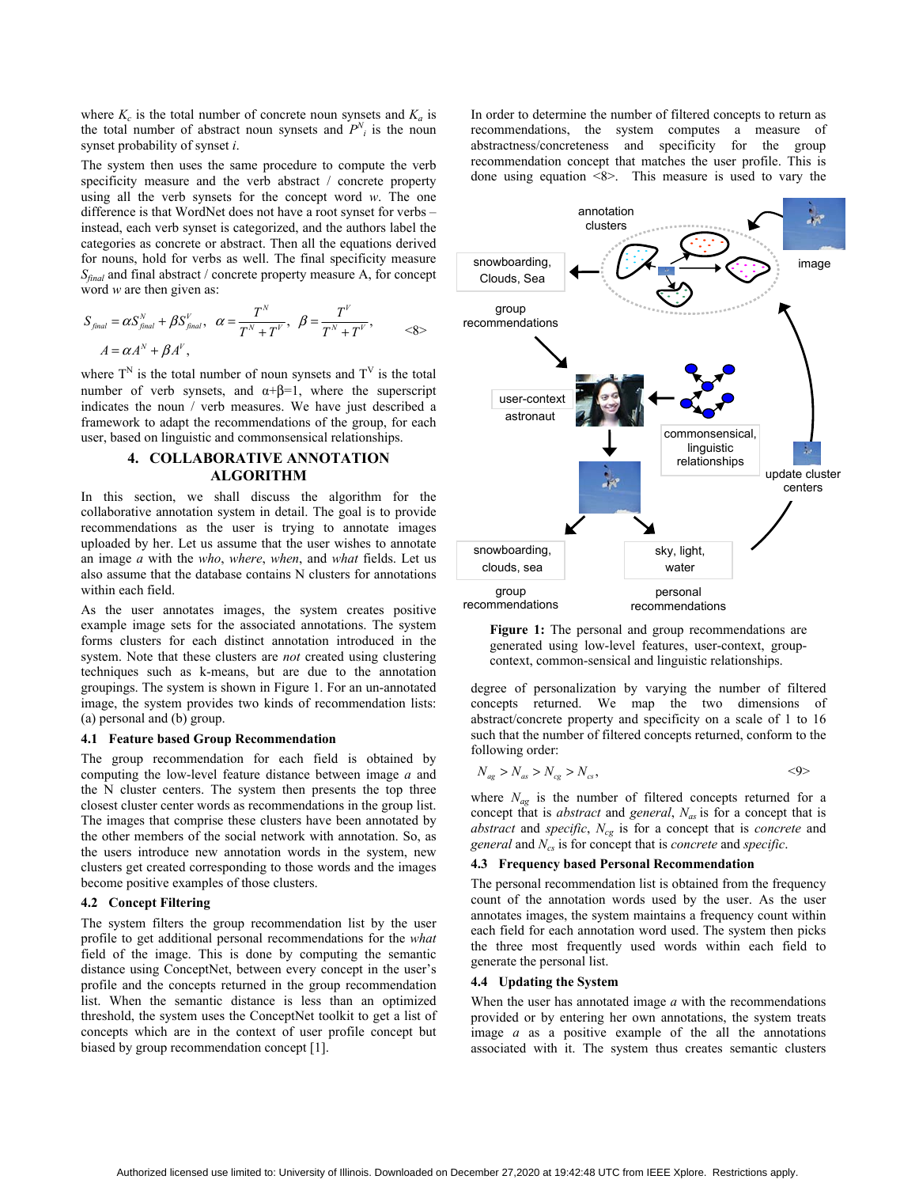where $K_c$ is the total number of concrete noun synsets and $K_a$ is the total number of abstract noun synsets and $P^N_i$ is the noun synset probability of synset *i*.

The system then uses the same procedure to compute the verb specificity measure and the verb abstract / concrete property using all the verb synsets for the concept word *w*. The one difference is that WordNet does not have a root synset for verbs – instead, each verb synset is categorized, and the authors label the categories as concrete or abstract. Then all the equations derived for nouns, hold for verbs as well. The final specificity measure $S_{final}$ and final abstract / concrete property measure A, for concept word *w* are then given as:

$$S_{final} = \alpha S^N_{final} + \beta S^V_{final}, \quad \alpha = \frac{T^N}{T^N + T^V}, \quad \beta = \frac{T^V}{T^N + T^V}, \qquad \text{<8>}$$
$$A = \alpha A^N + \beta A^V,$$

where $T^N$ is the total number of noun synsets and $T^V$ is the total number of verb synsets, and $\alpha+\beta=1$, where the superscript indicates the noun / verb measures. We have just described a framework to adapt the recommendations of the group, for each user, based on linguistic and commonsensical relationships.

## 4. COLLABORATIVE ANNOTATION ALGORITHM

In this section, we shall discuss the algorithm for the collaborative annotation system in detail. The goal is to provide recommendations as the user is trying to annotate images uploaded by her. Let us assume that the user wishes to annotate an image *a* with the *who*, *where*, *when*, and *what* fields. Let us also assume that the database contains N clusters for annotations within each field.

As the user annotates images, the system creates positive example image sets for the associated annotations. The system forms clusters for each distinct annotation introduced in the system. Note that these clusters are *not* created using clustering techniques such as k-means, but are due to the annotation groupings. The system is shown in Figure 1. For an un-annotated image, the system provides two kinds of recommendation lists: (a) personal and (b) group.

### 4.1 Feature based Group Recommendation

The group recommendation for each field is obtained by computing the low-level feature distance between image *a* and the N cluster centers. The system then presents the top three closest cluster center words as recommendations in the group list. The images that comprise these clusters have been annotated by the other members of the social network with annotation. So, as the users introduce new annotation words in the system, new clusters get created corresponding to those words and the images become positive examples of those clusters.

### 4.2 Concept Filtering

The system filters the group recommendation list by the user profile to get additional personal recommendations for the *what* field of the image. This is done by computing the semantic distance using ConceptNet, between every concept in the user's profile and the concepts returned in the group recommendation list. When the semantic distance is less than an optimized threshold, the system uses the ConceptNet toolkit to get a list of concepts which are in the context of user profile concept but biased by group recommendation concept [1].

In order to determine the number of filtered concepts to return as recommendations, the system computes a measure of abstractness/concreteness and specificity for the group recommendation concept that matches the user profile. This is done using equation <8>. This measure is used to vary the degree of personalization by varying the number of filtered concepts returned. We map the two dimensions of abstract/concrete property and specificity on a scale of 1 to 16 such that the number of filtered concepts returned, conform to the following order:

$$N_{ag} > N_{as} > N_{cg} > N_{cs}, \qquad \text{<9>}$$

where $N_{ag}$ is the number of filtered concepts returned for a concept that is *abstract* and *general*, $N_{as}$ is for a concept that is *abstract* and *specific*, $N_{cg}$ is for a concept that is *concrete* and *general* and $N_{cs}$ is for concept that is *concrete* and *specific*.

**Figure 1:** The personal and group recommendations are generated using low-level features, user-context, group-context, common-sensical and linguistic relationships.

### 4.3 Frequency based Personal Recommendation

The personal recommendation list is obtained from the frequency count of the annotation words used by the user. As the user annotates images, the system maintains a frequency count within each field for each annotation word used. The system then picks the three most frequently used words within each field to generate the personal list.

### 4.4 Updating the System

When the user has annotated image *a* with the recommendations provided or by entering her own annotations, the system treats image *a* as a positive example of the all the annotations associated with it. The system thus creates semantic clusters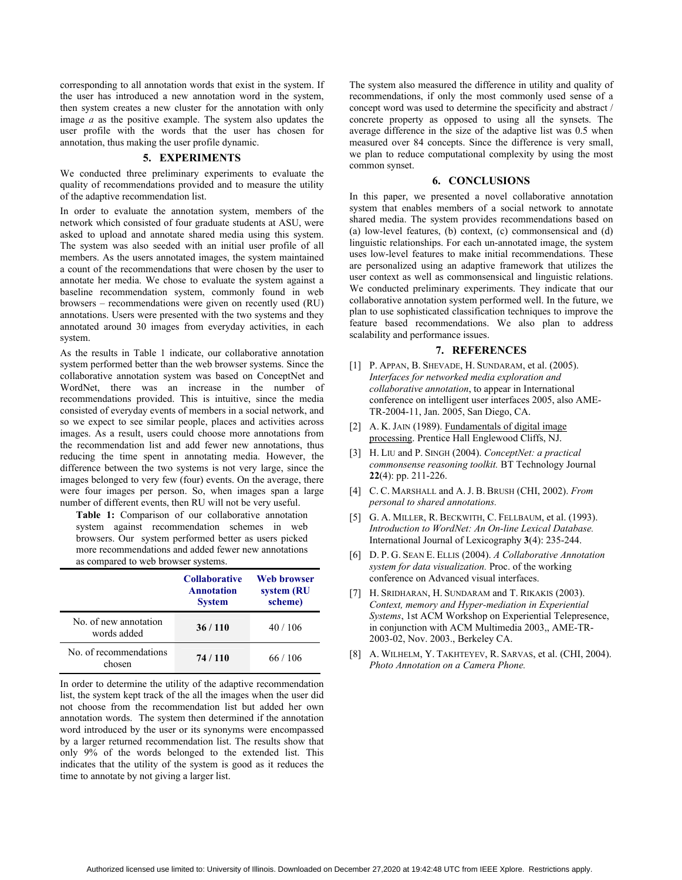corresponding to all annotation words that exist in the system. If the user has introduced a new annotation word in the system, then system creates a new cluster for the annotation with only image *a* as the positive example. The system also updates the user profile with the words that the user has chosen for annotation, thus making the user profile dynamic.

## 5. EXPERIMENTS

We conducted three preliminary experiments to evaluate the quality of recommendations provided and to measure the utility of the adaptive recommendation list.

In order to evaluate the annotation system, members of the network which consisted of four graduate students at ASU, were asked to upload and annotate shared media using this system. The system was also seeded with an initial user profile of all members. As the users annotated images, the system maintained a count of the recommendations that were chosen by the user to annotate her media. We chose to evaluate the system against a baseline recommendation system, commonly found in web browsers – recommendations were given on recently used (RU) annotations. Users were presented with the two systems and they annotated around 30 images from everyday activities, in each system.

As the results in Table 1 indicate, our collaborative annotation system performed better than the web browser systems. Since the collaborative annotation system was based on ConceptNet and WordNet, there was an increase in the number of recommendations provided. This is intuitive, since the media consisted of everyday events of members in a social network, and so we expect to see similar people, places and activities across images. As a result, users could choose more annotations from the recommendation list and add fewer new annotations, thus reducing the time spent in annotating media. However, the difference between the two systems is not very large, since the images belonged to very few (four) events. On the average, there were four images per person. So, when images span a large number of different events, then RU will not be very useful.

**Table 1:** Comparison of our collaborative annotation system against recommendation schemes in web browsers. Our system performed better as users picked more recommendations and added fewer new annotations as compared to web browser systems.

| | Collaborative Annotation System | Web browser system (RU scheme) |
|---|---|---|
| No. of new annotation words added | **36 / 110** | 40 / 106 |
| No. of recommendations chosen | **74 / 110** | 66 / 106 |

In order to determine the utility of the adaptive recommendation list, the system kept track of the all the images when the user did not choose from the recommendation list but added her own annotation words. The system then determined if the annotation word introduced by the user or its synonyms were encompassed by a larger returned recommendation list. The results show that only 9% of the words belonged to the extended list. This indicates that the utility of the system is good as it reduces the time to annotate by not giving a larger list.

The system also measured the difference in utility and quality of recommendations, if only the most commonly used sense of a concept word was used to determine the specificity and abstract / concrete property as opposed to using all the synsets. The average difference in the size of the adaptive list was 0.5 when measured over 84 concepts. Since the difference is very small, we plan to reduce computational complexity by using the most common synset.

## 6. CONCLUSIONS

In this paper, we presented a novel collaborative annotation system that enables members of a social network to annotate shared media. The system provides recommendations based on (a) low-level features, (b) context, (c) commonsensical and (d) linguistic relationships. For each un-annotated image, the system uses low-level features to make initial recommendations. These are personalized using an adaptive framework that utilizes the user context as well as commonsensical and linguistic relations. We conducted preliminary experiments. They indicate that our collaborative annotation system performed well. In the future, we plan to use sophisticated classification techniques to improve the feature based recommendations. We also plan to address scalability and performance issues.

## 7. REFERENCES

[1] P. Appan, B. Shevade, H. Sundaram, et al. (2005). *Interfaces for networked media exploration and collaborative annotation*, to appear in International conference on intelligent user interfaces 2005, also AME-TR-2004-11, Jan. 2005, San Diego, CA.

[2] A. K. Jain (1989). Fundamentals of digital image processing. Prentice Hall Englewood Cliffs, NJ.

[3] H. Liu and P. Singh (2004). *ConceptNet: a practical commonsense reasoning toolkit.* BT Technology Journal **22**(4): pp. 211-226.

[4] C. C. Marshall and A. J. B. Brush (CHI, 2002). *From personal to shared annotations.*

[5] G. A. Miller, R. Beckwith, C. Fellbaum, et al. (1993). *Introduction to WordNet: An On-line Lexical Database.* International Journal of Lexicography **3**(4): 235-244.

[6] D. P. G. Sean E. Ellis (2004). *A Collaborative Annotation system for data visualization.* Proc. of the working conference on Advanced visual interfaces.

[7] H. Sridharan, H. Sundaram and T. Rikakis (2003). *Context, memory and Hyper-mediation in Experiential Systems*, 1st ACM Workshop on Experiential Telepresence, in conjunction with ACM Multimedia 2003,, AME-TR-2003-02, Nov. 2003., Berkeley CA.

[8] A. Wilhelm, Y. Takhteyev, R. Sarvas, et al. (CHI, 2004). *Photo Annotation on a Camera Phone.*